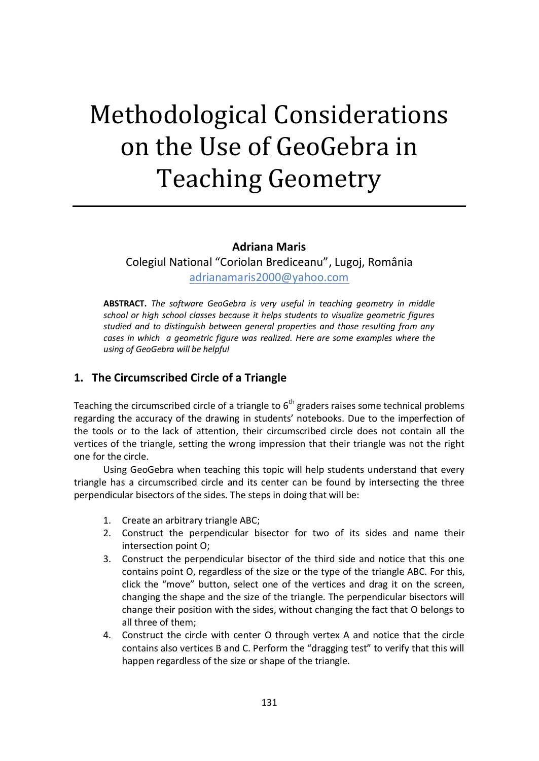# Methodological Considerations on the Use of GeoGebra in Teaching Geometry

**Adriana Maris**

Colegiul National "Coriolan Brediceanu", Lugoj, România

adrianamaris2000@yahoo.com

**ABSTRACT.** *The software GeoGebra is very useful in teaching geometry in middle school or high school classes because it helps students to visualize geometric figures studied and to distinguish between general properties and those resulting from any cases in which a geometric figure was realized. Here are some examples where the using of GeoGebra will be helpful*

## 1. The Circumscribed Circle of a Triangle

Teaching the circumscribed circle of a triangle to 6$^{th}$ graders raises some technical problems regarding the accuracy of the drawing in students' notebooks. Due to the imperfection of the tools or to the lack of attention, their circumscribed circle does not contain all the vertices of the triangle, setting the wrong impression that their triangle was not the right one for the circle.

Using GeoGebra when teaching this topic will help students understand that every triangle has a circumscribed circle and its center can be found by intersecting the three perpendicular bisectors of the sides. The steps in doing that will be:

1. Create an arbitrary triangle ABC;
2. Construct the perpendicular bisector for two of its sides and name their intersection point O;
3. Construct the perpendicular bisector of the third side and notice that this one contains point O, regardless of the size or the type of the triangle ABC. For this, click the "move" button, select one of the vertices and drag it on the screen, changing the shape and the size of the triangle. The perpendicular bisectors will change their position with the sides, without changing the fact that O belongs to all three of them;
4. Construct the circle with center O through vertex A and notice that the circle contains also vertices B and C. Perform the "dragging test" to verify that this will happen regardless of the size or shape of the triangle.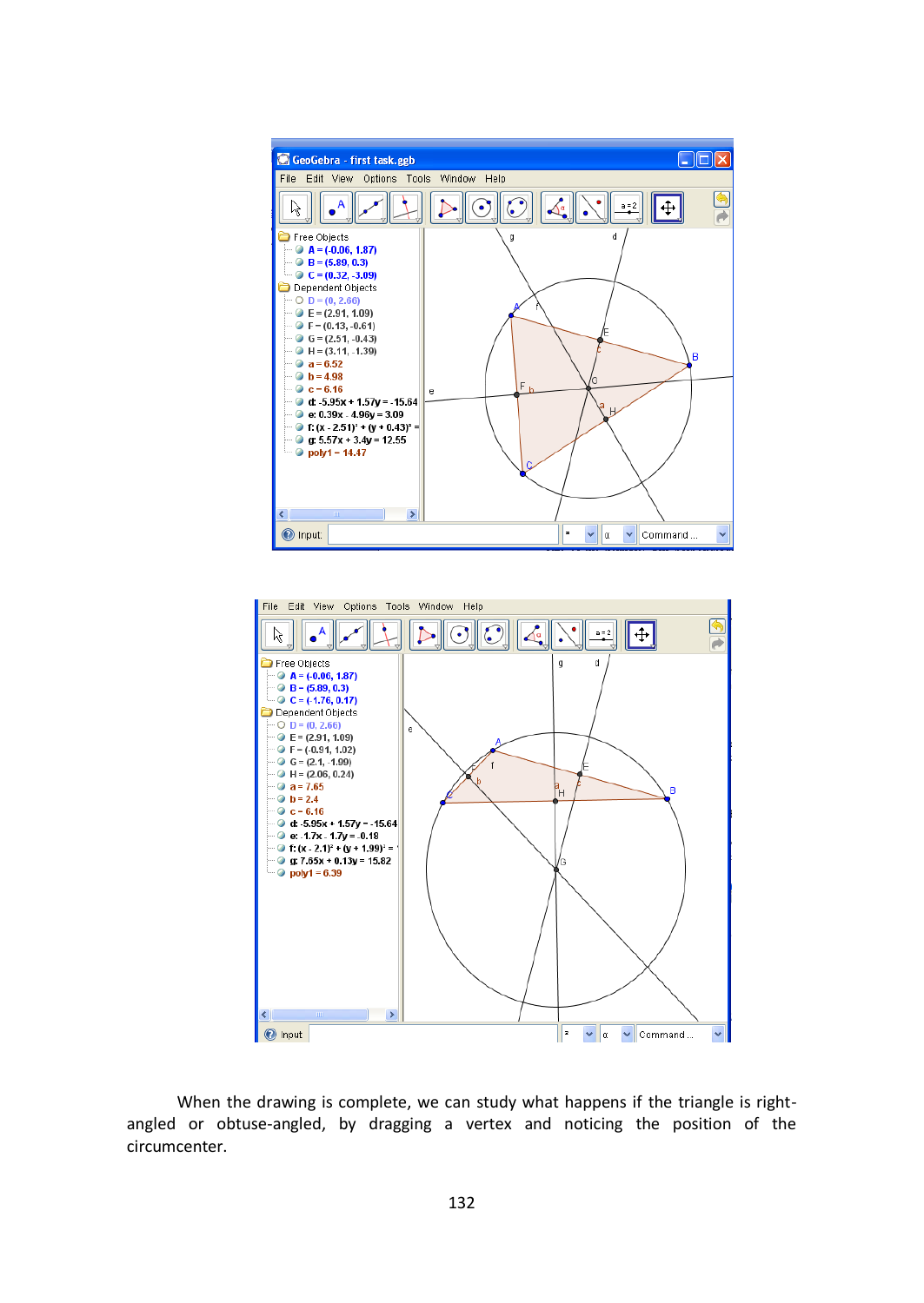When the drawing is complete, we can study what happens if the triangle is right-angled or obtuse-angled, by dragging a vertex and noticing the position of the circumcenter.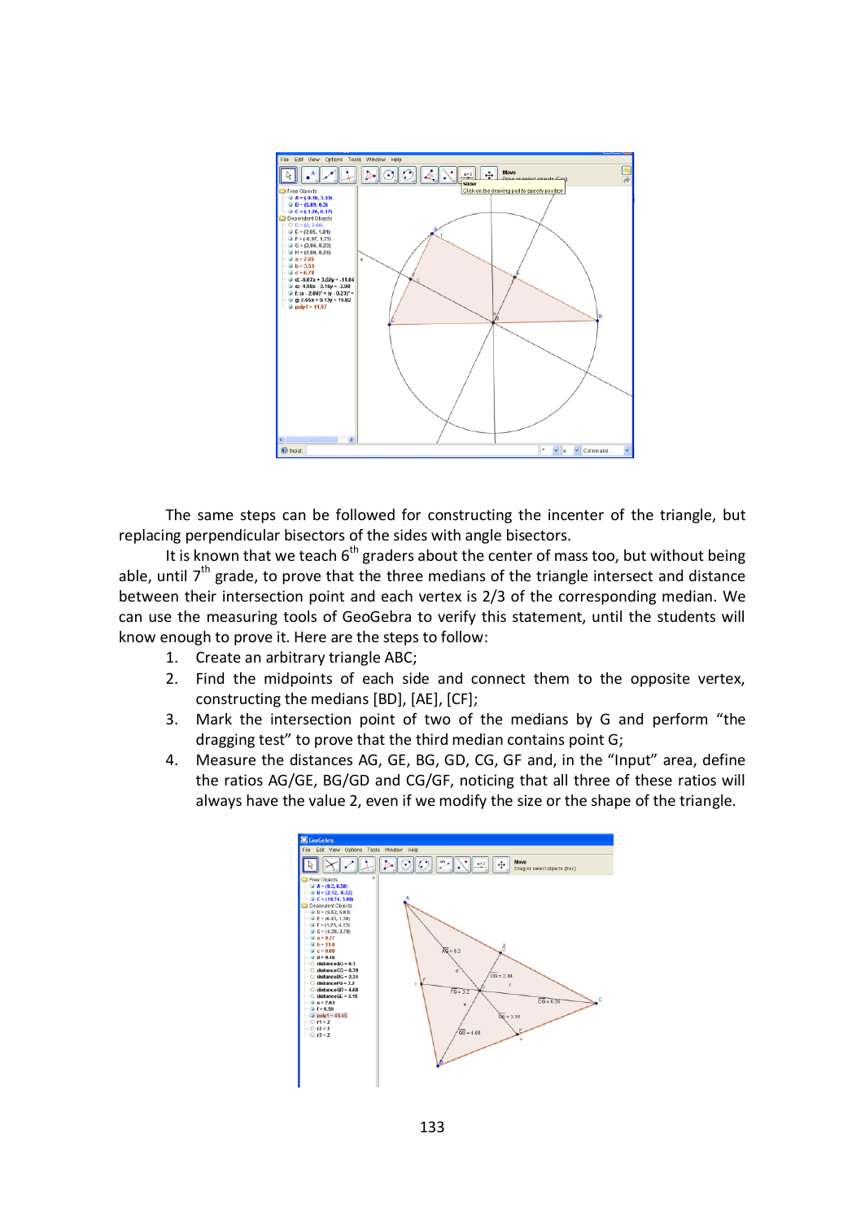The same steps can be followed for constructing the incenter of the triangle, but replacing perpendicular bisectors of the sides with angle bisectors.

It is known that we teach 6th graders about the center of mass too, but without being able, until 7th grade, to prove that the three medians of the triangle intersect and distance between their intersection point and each vertex is 2/3 of the corresponding median. We can use the measuring tools of GeoGebra to verify this statement, until the students will know enough to prove it. Here are the steps to follow:

1. Create an arbitrary triangle ABC;
2. Find the midpoints of each side and connect them to the opposite vertex, constructing the medians [BD], [AE], [CF];
3. Mark the intersection point of two of the medians by G and perform "the dragging test" to prove that the third median contains point G;
4. Measure the distances AG, GE, BG, GD, CG, GF and, in the "Input" area, define the ratios AG/GE, BG/GD and CG/GF, noticing that all three of these ratios will always have the value 2, even if we modify the size or the shape of the triangle.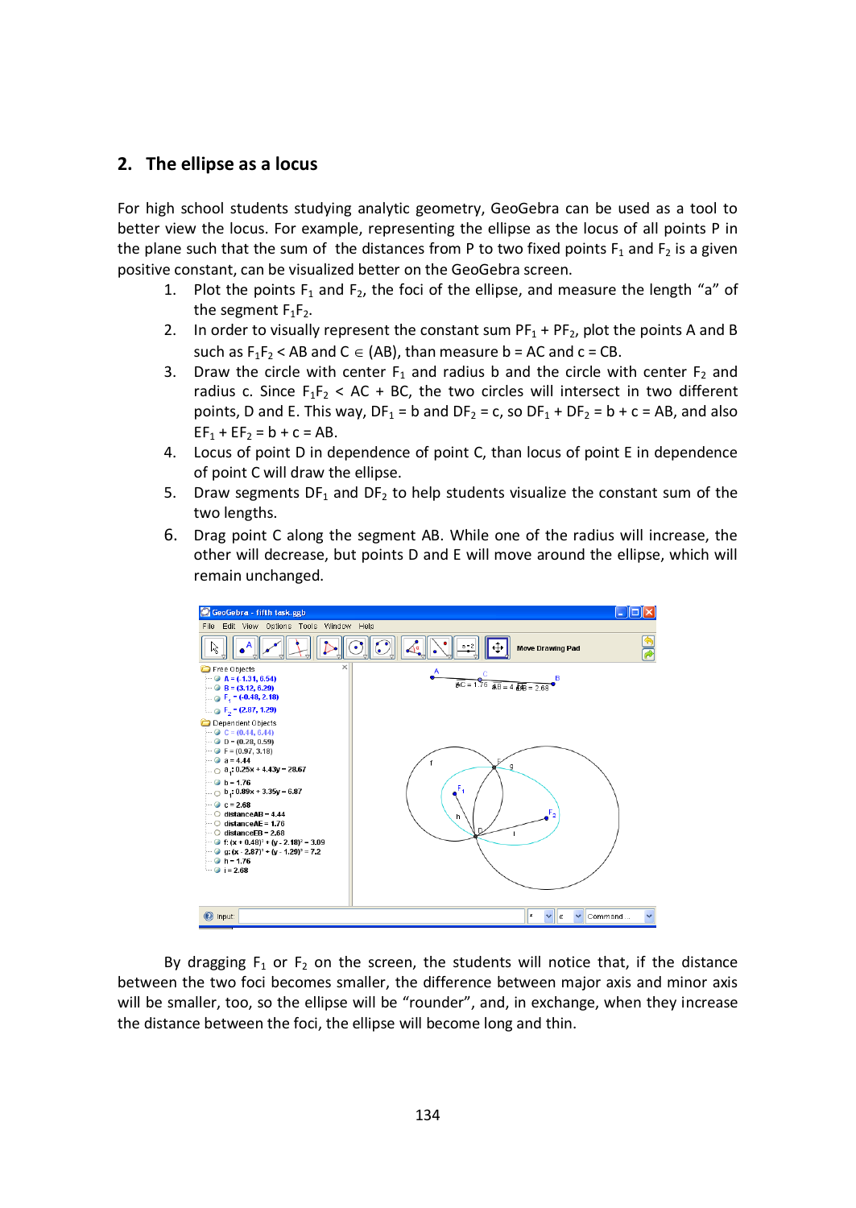## 2. The ellipse as a locus

For high school students studying analytic geometry, GeoGebra can be used as a tool to better view the locus. For example, representing the ellipse as the locus of all points P in the plane such that the sum of the distances from P to two fixed points $F_1$ and $F_2$ is a given positive constant, can be visualized better on the GeoGebra screen.

1. Plot the points $F_1$ and $F_2$, the foci of the ellipse, and measure the length "a" of the segment $F_1F_2$.
2. In order to visually represent the constant sum $PF_1 + PF_2$, plot the points A and B such as $F_1F_2 < AB$ and $C \in (AB)$, than measure b = AC and c = CB.
3. Draw the circle with center $F_1$ and radius b and the circle with center $F_2$ and radius c. Since $F_1F_2 < AC + BC$, the two circles will intersect in two different points, D and E. This way, $DF_1 = b$ and $DF_2 = c$, so $DF_1 + DF_2 = b + c = AB$, and also $EF_1 + EF_2 = b + c = AB$.
4. Locus of point D in dependence of point C, than locus of point E in dependence of point C will draw the ellipse.
5. Draw segments $DF_1$ and $DF_2$ to help students visualize the constant sum of the two lengths.
6. Drag point C along the segment AB. While one of the radius will increase, the other will decrease, but points D and E will move around the ellipse, which will remain unchanged.

By dragging $F_1$ or $F_2$ on the screen, the students will notice that, if the distance between the two foci becomes smaller, the difference between major axis and minor axis will be smaller, too, so the ellipse will be "rounder", and, in exchange, when they increase the distance between the foci, the ellipse will become long and thin.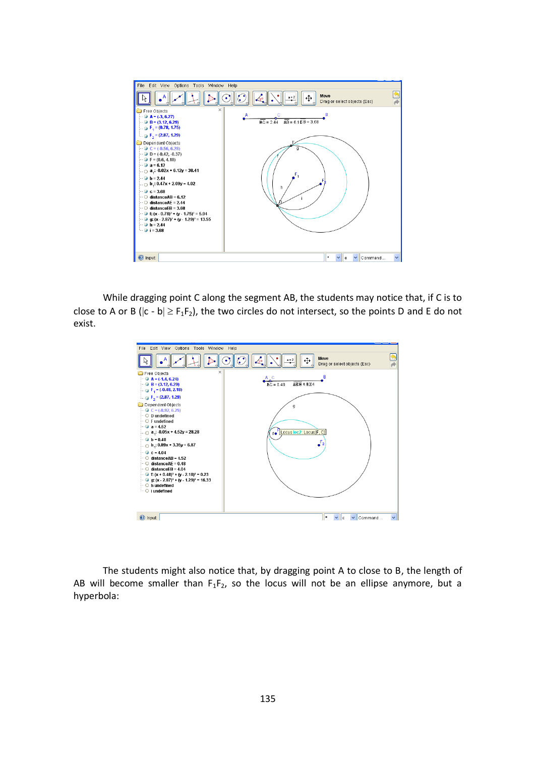While dragging point C along the segment AB, the students may notice that, if C is to close to A or B ($|c - b| \geq F_1F_2$), the two circles do not intersect, so the points D and E do not exist.

The students might also notice that, by dragging point A to close to B, the length of AB will become smaller than $F_1F_2$, so the locus will not be an ellipse anymore, but a hyperbola: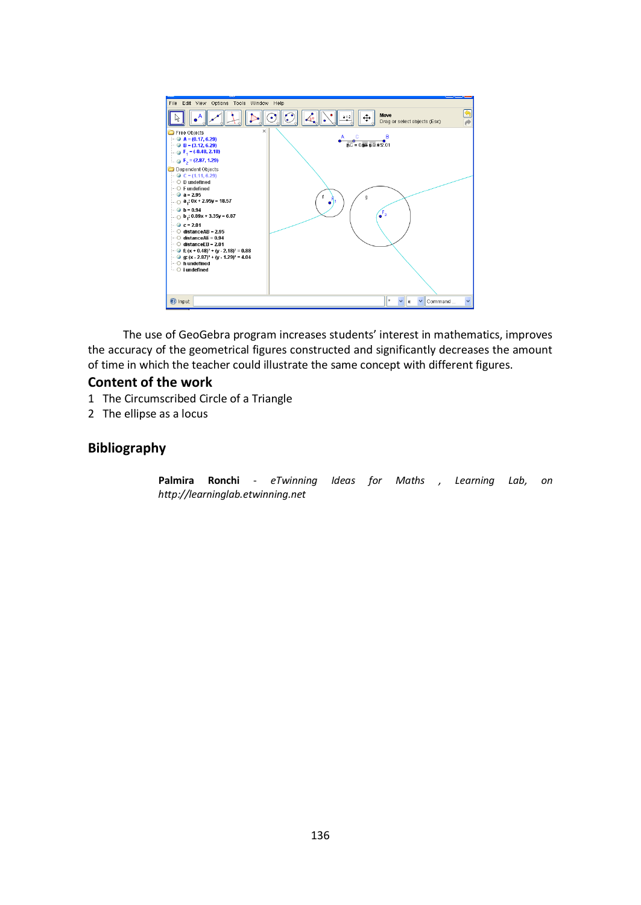The use of GeoGebra program increases students' interest in mathematics, improves the accuracy of the geometrical figures constructed and significantly decreases the amount of time in which the teacher could illustrate the same concept with different figures.

## Content of the work

1 The Circumscribed Circle of a Triangle
2 The ellipse as a locus

## Bibliography

**Palmira Ronchi** - *eTwinning Ideas for Maths , Learning Lab, on http://learninglab.etwinning.net*